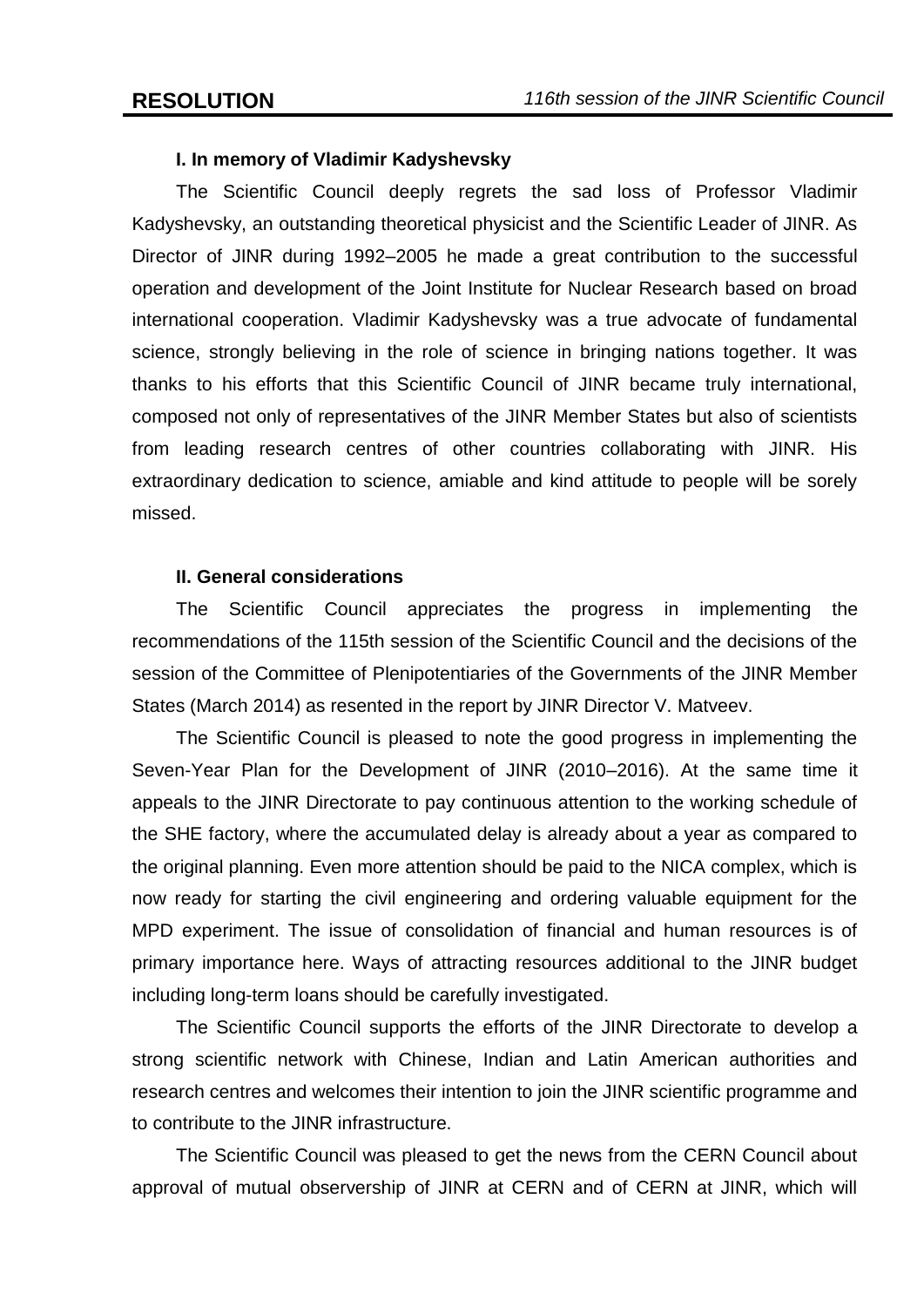## I. In memory of Vladimir Kadyshevsky

The Scientific Council deeply regrets the sad loss of Professor Vladimir Kadyshevsky, an outstanding theoretical physicist and the Scientific Leader of JINR. As Director of JINR during 1992–2005 he made a great contribution to the successful operation and development of the Joint Institute for Nuclear Research based on broad international cooperation. Vladimir Kadyshevsky was a true advocate of fundamental science, strongly believing in the role of science in bringing nations together. It was thanks to his efforts that this Scientific Council of JINR became truly international, composed not only of representatives of the JINR Member States but also of scientists from leading research centres of other countries collaborating with JINR. His extraordinary dedication to science, amiable and kind attitude to people will be sorely missed.

## II. General considerations

The Scientific Council appreciates the progress in implementing the recommendations of the 115th session of the Scientific Council and the decisions of the session of the Committee of Plenipotentiaries of the Governments of the JINR Member States (March 2014) as resented in the report by JINR Director V. Matveev.

The Scientific Council is pleased to note the good progress in implementing the Seven-Year Plan for the Development of JINR (2010–2016). At the same time it appeals to the JINR Directorate to pay continuous attention to the working schedule of the SHE factory, where the accumulated delay is already about a year as compared to the original planning. Even more attention should be paid to the NICA complex, which is now ready for starting the civil engineering and ordering valuable equipment for the MPD experiment. The issue of consolidation of financial and human resources is of primary importance here. Ways of attracting resources additional to the JINR budget including long-term loans should be carefully investigated.

The Scientific Council supports the efforts of the JINR Directorate to develop a strong scientific network with Chinese, Indian and Latin American authorities and research centres and welcomes their intention to join the JINR scientific programme and to contribute to the JINR infrastructure.

The Scientific Council was pleased to get the news from the CERN Council about approval of mutual observership of JINR at CERN and of CERN at JINR, which will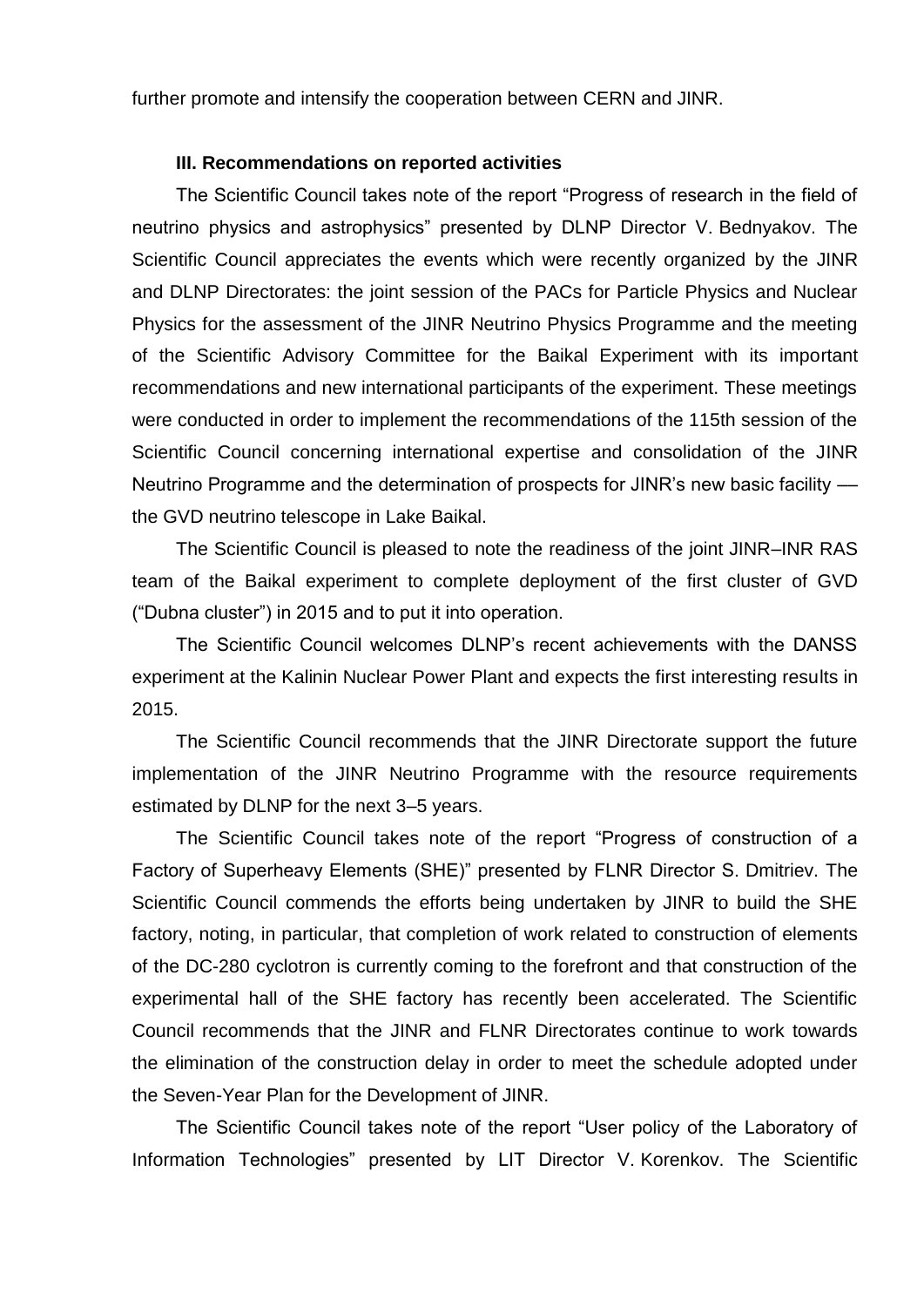further promote and intensify the cooperation between CERN and JINR.

**III. Recommendations on reported activities**

The Scientific Council takes note of the report "Progress of research in the field of neutrino physics and astrophysics" presented by DLNP Director V. Bednyakov. The Scientific Council appreciates the events which were recently organized by the JINR and DLNP Directorates: the joint session of the PACs for Particle Physics and Nuclear Physics for the assessment of the JINR Neutrino Physics Programme and the meeting of the Scientific Advisory Committee for the Baikal Experiment with its important recommendations and new international participants of the experiment. These meetings were conducted in order to implement the recommendations of the 115th session of the Scientific Council concerning international expertise and consolidation of the JINR Neutrino Programme and the determination of prospects for JINR's new basic facility — the GVD neutrino telescope in Lake Baikal.

The Scientific Council is pleased to note the readiness of the joint JINR–INR RAS team of the Baikal experiment to complete deployment of the first cluster of GVD ("Dubna cluster") in 2015 and to put it into operation.

The Scientific Council welcomes DLNP's recent achievements with the DANSS experiment at the Kalinin Nuclear Power Plant and expects the first interesting results in 2015.

The Scientific Council recommends that the JINR Directorate support the future implementation of the JINR Neutrino Programme with the resource requirements estimated by DLNP for the next 3–5 years.

The Scientific Council takes note of the report "Progress of construction of a Factory of Superheavy Elements (SHE)" presented by FLNR Director S. Dmitriev. The Scientific Council commends the efforts being undertaken by JINR to build the SHE factory, noting, in particular, that completion of work related to construction of elements of the DC-280 cyclotron is currently coming to the forefront and that construction of the experimental hall of the SHE factory has recently been accelerated. The Scientific Council recommends that the JINR and FLNR Directorates continue to work towards the elimination of the construction delay in order to meet the schedule adopted under the Seven-Year Plan for the Development of JINR.

The Scientific Council takes note of the report "User policy of the Laboratory of Information Technologies" presented by LIT Director V. Korenkov. The Scientific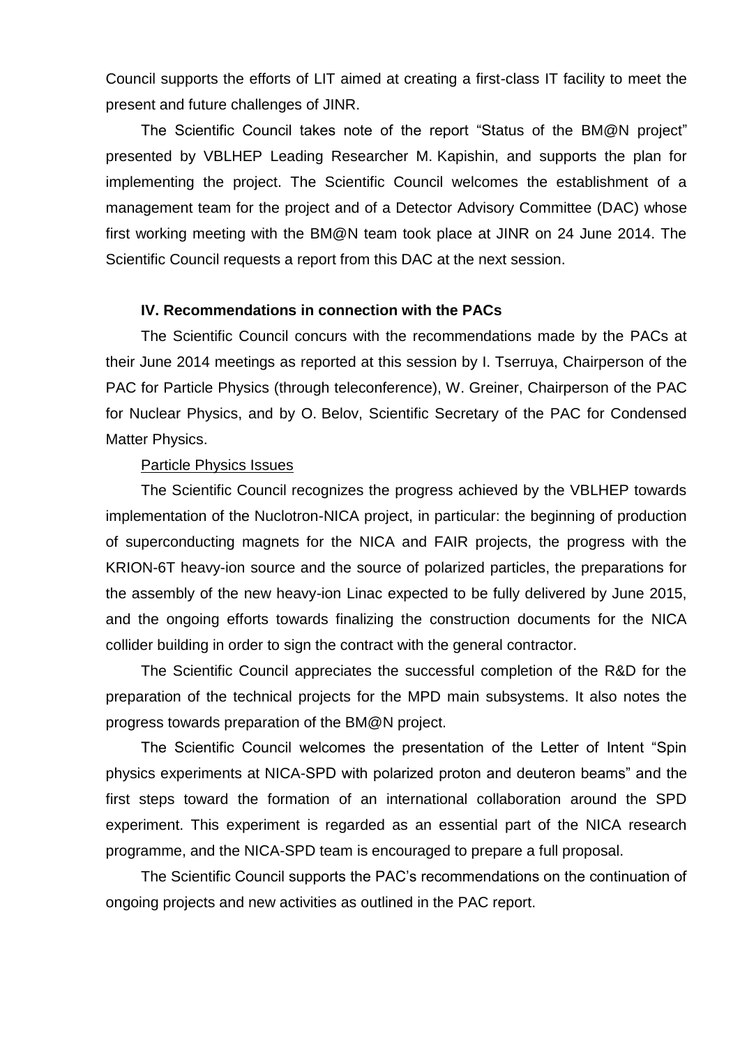Council supports the efforts of LIT aimed at creating a first-class IT facility to meet the present and future challenges of JINR.

The Scientific Council takes note of the report "Status of the BM@N project" presented by VBLHEP Leading Researcher M. Kapishin, and supports the plan for implementing the project. The Scientific Council welcomes the establishment of a management team for the project and of a Detector Advisory Committee (DAC) whose first working meeting with the BM@N team took place at JINR on 24 June 2014. The Scientific Council requests a report from this DAC at the next session.

**IV. Recommendations in connection with the PACs**

The Scientific Council concurs with the recommendations made by the PACs at their June 2014 meetings as reported at this session by I. Tserruya, Chairperson of the PAC for Particle Physics (through teleconference), W. Greiner, Chairperson of the PAC for Nuclear Physics, and by O. Belov, Scientific Secretary of the PAC for Condensed Matter Physics.

Particle Physics Issues

The Scientific Council recognizes the progress achieved by the VBLHEP towards implementation of the Nuclotron-NICA project, in particular: the beginning of production of superconducting magnets for the NICA and FAIR projects, the progress with the KRION-6T heavy-ion source and the source of polarized particles, the preparations for the assembly of the new heavy-ion Linac expected to be fully delivered by June 2015, and the ongoing efforts towards finalizing the construction documents for the NICA collider building in order to sign the contract with the general contractor.

The Scientific Council appreciates the successful completion of the R&D for the preparation of the technical projects for the MPD main subsystems. It also notes the progress towards preparation of the BM@N project.

The Scientific Council welcomes the presentation of the Letter of Intent "Spin physics experiments at NICA-SPD with polarized proton and deuteron beams" and the first steps toward the formation of an international collaboration around the SPD experiment. This experiment is regarded as an essential part of the NICA research programme, and the NICA-SPD team is encouraged to prepare a full proposal.

The Scientific Council supports the PAC's recommendations on the continuation of ongoing projects and new activities as outlined in the PAC report.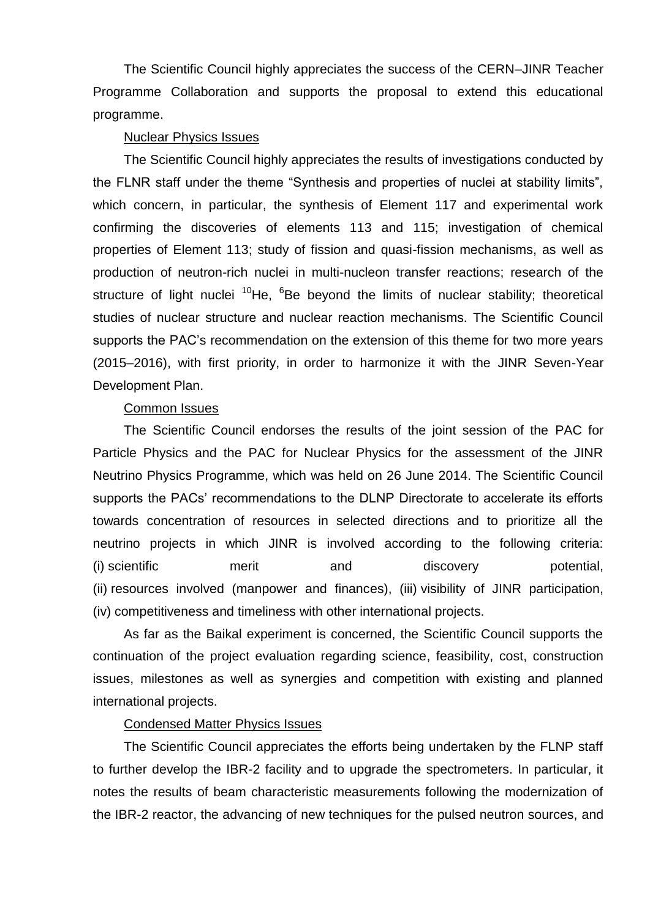The Scientific Council highly appreciates the success of the CERN–JINR Teacher Programme Collaboration and supports the proposal to extend this educational programme.

Nuclear Physics Issues

The Scientific Council highly appreciates the results of investigations conducted by the FLNR staff under the theme “Synthesis and properties of nuclei at stability limits”, which concern, in particular, the synthesis of Element 117 and experimental work confirming the discoveries of elements 113 and 115; investigation of chemical properties of Element 113; study of fission and quasi-fission mechanisms, as well as production of neutron-rich nuclei in multi-nucleon transfer reactions; research of the structure of light nuclei $^{10}$He, $^{6}$Be beyond the limits of nuclear stability; theoretical studies of nuclear structure and nuclear reaction mechanisms. The Scientific Council supports the PAC’s recommendation on the extension of this theme for two more years (2015–2016), with first priority, in order to harmonize it with the JINR Seven-Year Development Plan.

Common Issues

The Scientific Council endorses the results of the joint session of the PAC for Particle Physics and the PAC for Nuclear Physics for the assessment of the JINR Neutrino Physics Programme, which was held on 26 June 2014. The Scientific Council supports the PACs’ recommendations to the DLNP Directorate to accelerate its efforts towards concentration of resources in selected directions and to prioritize all the neutrino projects in which JINR is involved according to the following criteria: (i) scientific merit and discovery potential, (ii) resources involved (manpower and finances), (iii) visibility of JINR participation, (iv) competitiveness and timeliness with other international projects.

As far as the Baikal experiment is concerned, the Scientific Council supports the continuation of the project evaluation regarding science, feasibility, cost, construction issues, milestones as well as synergies and competition with existing and planned international projects.

Condensed Matter Physics Issues

The Scientific Council appreciates the efforts being undertaken by the FLNP staff to further develop the IBR-2 facility and to upgrade the spectrometers. In particular, it notes the results of beam characteristic measurements following the modernization of the IBR-2 reactor, the advancing of new techniques for the pulsed neutron sources, and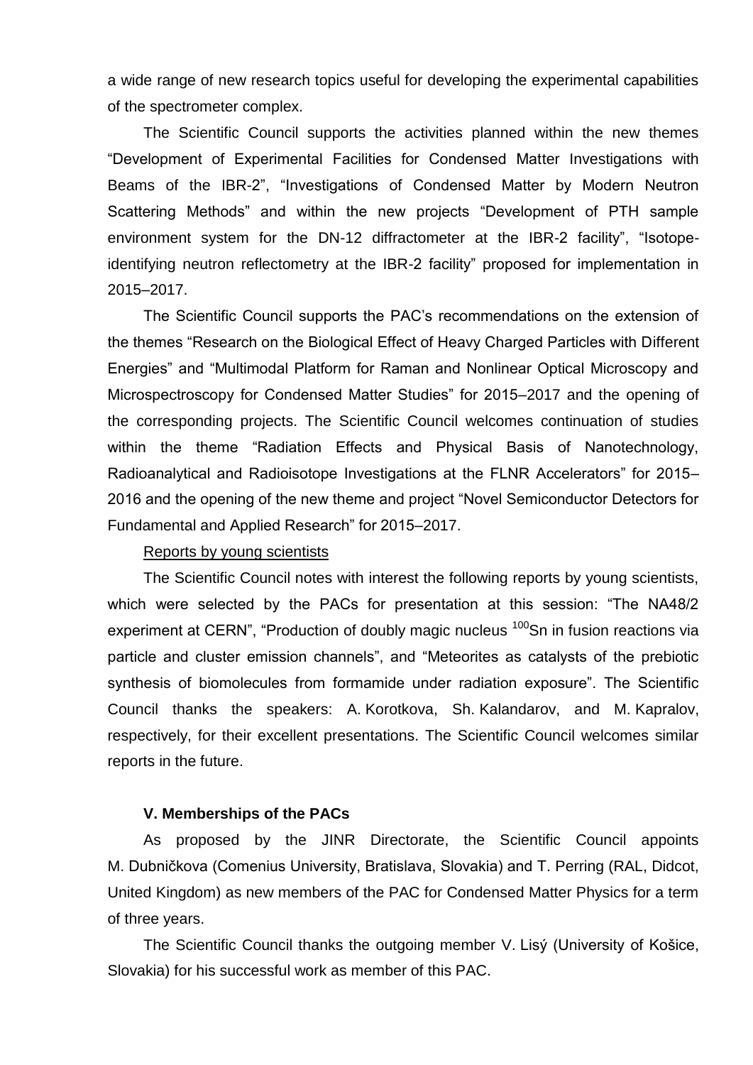a wide range of new research topics useful for developing the experimental capabilities of the spectrometer complex.

The Scientific Council supports the activities planned within the new themes "Development of Experimental Facilities for Condensed Matter Investigations with Beams of the IBR-2", "Investigations of Condensed Matter by Modern Neutron Scattering Methods" and within the new projects "Development of PTH sample environment system for the DN-12 diffractometer at the IBR-2 facility", "Isotope-identifying neutron reflectometry at the IBR-2 facility" proposed for implementation in 2015–2017.

The Scientific Council supports the PAC's recommendations on the extension of the themes "Research on the Biological Effect of Heavy Charged Particles with Different Energies" and "Multimodal Platform for Raman and Nonlinear Optical Microscopy and Microspectroscopy for Condensed Matter Studies" for 2015–2017 and the opening of the corresponding projects. The Scientific Council welcomes continuation of studies within the theme "Radiation Effects and Physical Basis of Nanotechnology, Radioanalytical and Radioisotope Investigations at the FLNR Accelerators" for 2015–2016 and the opening of the new theme and project "Novel Semiconductor Detectors for Fundamental and Applied Research" for 2015–2017.

Reports by young scientists

The Scientific Council notes with interest the following reports by young scientists, which were selected by the PACs for presentation at this session: "The NA48/2 experiment at CERN", "Production of doubly magic nucleus $^{100}$Sn in fusion reactions via particle and cluster emission channels", and "Meteorites as catalysts of the prebiotic synthesis of biomolecules from formamide under radiation exposure". The Scientific Council thanks the speakers: A. Korotkova, Sh. Kalandarov, and M. Kapralov, respectively, for their excellent presentations. The Scientific Council welcomes similar reports in the future.

**V. Memberships of the PACs**

As proposed by the JINR Directorate, the Scientific Council appoints M. Dubničkova (Comenius University, Bratislava, Slovakia) and T. Perring (RAL, Didcot, United Kingdom) as new members of the PAC for Condensed Matter Physics for a term of three years.

The Scientific Council thanks the outgoing member V. Lisý (University of Košice, Slovakia) for his successful work as member of this PAC.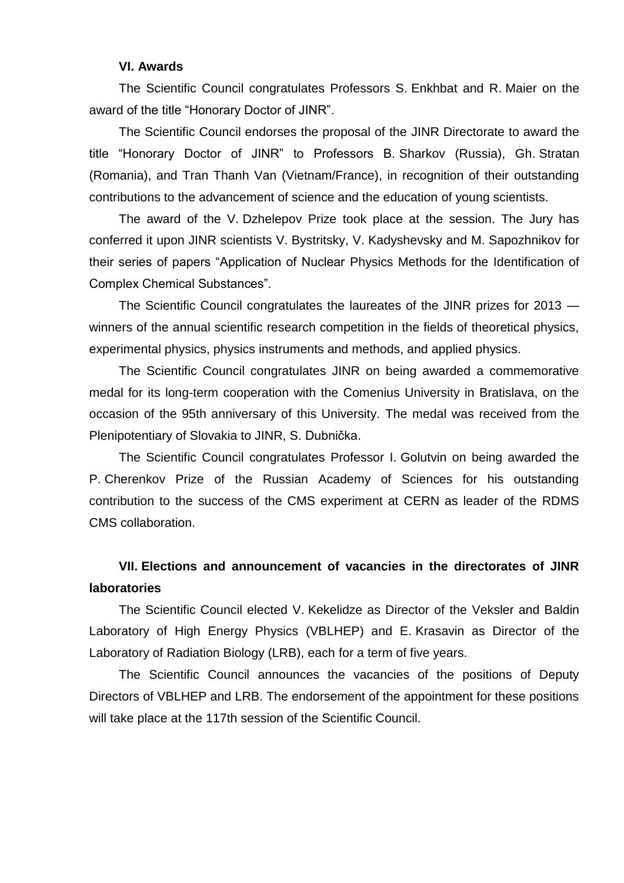### VI. Awards

The Scientific Council congratulates Professors S. Enkhbat and R. Maier on the award of the title "Honorary Doctor of JINR".

The Scientific Council endorses the proposal of the JINR Directorate to award the title "Honorary Doctor of JINR" to Professors B. Sharkov (Russia), Gh. Stratan (Romania), and Tran Thanh Van (Vietnam/France), in recognition of their outstanding contributions to the advancement of science and the education of young scientists.

The award of the V. Dzhelepov Prize took place at the session. The Jury has conferred it upon JINR scientists V. Bystritsky, V. Kadyshevsky and M. Sapozhnikov for their series of papers "Application of Nuclear Physics Methods for the Identification of Complex Chemical Substances".

The Scientific Council congratulates the laureates of the JINR prizes for 2013 — winners of the annual scientific research competition in the fields of theoretical physics, experimental physics, physics instruments and methods, and applied physics.

The Scientific Council congratulates JINR on being awarded a commemorative medal for its long-term cooperation with the Comenius University in Bratislava, on the occasion of the 95th anniversary of this University. The medal was received from the Plenipotentiary of Slovakia to JINR, S. Dubnička.

The Scientific Council congratulates Professor I. Golutvin on being awarded the P. Cherenkov Prize of the Russian Academy of Sciences for his outstanding contribution to the success of the CMS experiment at CERN as leader of the RDMS CMS collaboration.

### VII. Elections and announcement of vacancies in the directorates of JINR laboratories

The Scientific Council elected V. Kekelidze as Director of the Veksler and Baldin Laboratory of High Energy Physics (VBLHEP) and E. Krasavin as Director of the Laboratory of Radiation Biology (LRB), each for a term of five years.

The Scientific Council announces the vacancies of the positions of Deputy Directors of VBLHEP and LRB. The endorsement of the appointment for these positions will take place at the 117th session of the Scientific Council.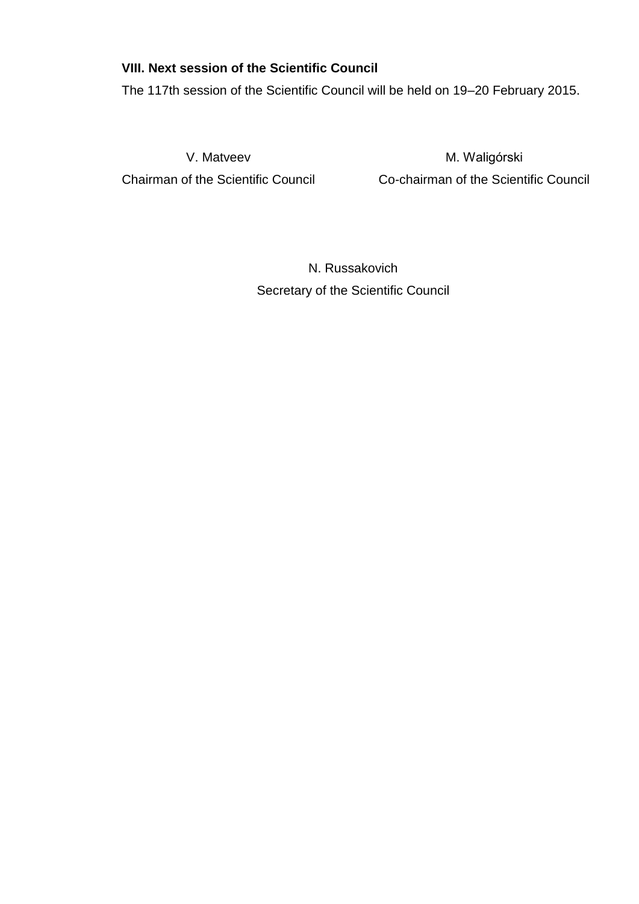**VIII. Next session of the Scientific Council**

The 117th session of the Scientific Council will be held on 19–20 February 2015.

V. Matveev
Chairman of the Scientific Council

M. Waligórski
Co-chairman of the Scientific Council

N. Russakovich
Secretary of the Scientific Council